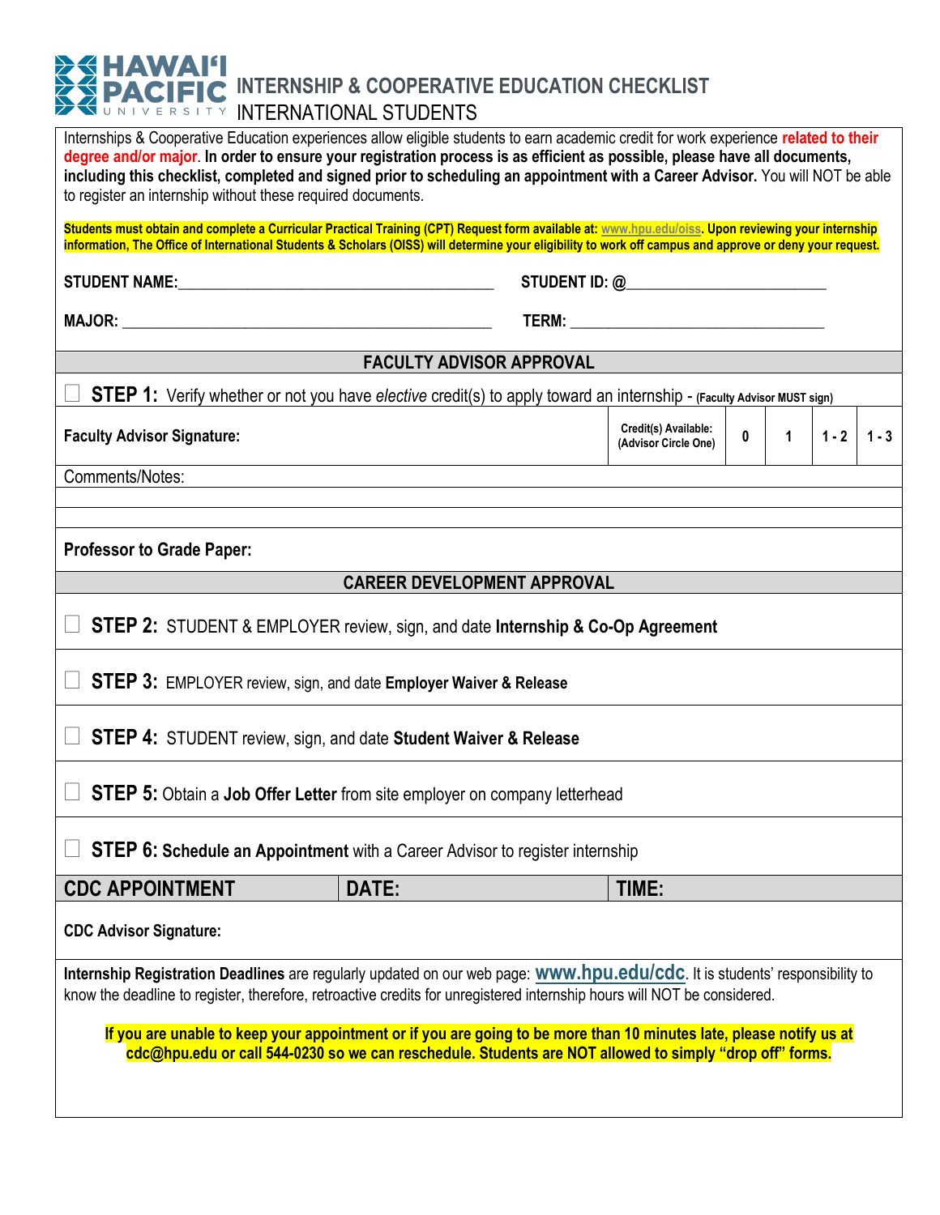# HAWAIʻI PACIFIC UNIVERSITY

## INTERNSHIP & COOPERATIVE EDUCATION CHECKLIST
## INTERNATIONAL STUDENTS

Internships & Cooperative Education experiences allow eligible students to earn academic credit for work experience related to their degree and/or major. **In order to ensure your registration process is as efficient as possible, please have all documents, including this checklist, completed and signed prior to scheduling an appointment with a Career Advisor.** You will NOT be able to register an internship without these required documents.

**Students must obtain and complete a Curricular Practical Training (CPT) Request form available at: www.hpu.edu/oiss. Upon reviewing your internship information, The Office of International Students & Scholars (OISS) will determine your eligibility to work off campus and approve or deny your request.**

**STUDENT NAME:**\_\_\_\_\_\_\_\_\_\_\_\_\_\_\_\_\_\_\_\_\_\_\_\_\_\_\_\_\_\_\_\_ **STUDENT ID: @**\_\_\_\_\_\_\_\_\_\_\_\_\_\_\_\_\_\_\_\_

**MAJOR:** \_\_\_\_\_\_\_\_\_\_\_\_\_\_\_\_\_\_\_\_\_\_\_\_\_\_\_\_\_\_\_\_\_\_\_\_ **TERM:** \_\_\_\_\_\_\_\_\_\_\_\_\_\_\_\_\_\_\_\_\_\_\_\_\_\_

### FACULTY ADVISOR APPROVAL

☐ **STEP 1:** Verify whether or not you have *elective* credit(s) to apply toward an internship - **(Faculty Advisor MUST sign)**

| **Faculty Advisor Signature:** | **Credit(s) Available: (Advisor Circle One)** | **0** | **1** | **1 - 2** | **1 - 3** |
|---|---|---|---|---|---|

Comments/Notes:

**Professor to Grade Paper:**

### CAREER DEVELOPMENT APPROVAL

☐ **STEP 2:** STUDENT & EMPLOYER review, sign, and date **Internship & Co-Op Agreement**

☐ **STEP 3:** EMPLOYER review, sign, and date **Employer Waiver & Release**

☐ **STEP 4:** STUDENT review, sign, and date **Student Waiver & Release**

☐ **STEP 5:** Obtain a **Job Offer Letter** from site employer on company letterhead

☐ **STEP 6: Schedule an Appointment** with a Career Advisor to register internship

| **CDC APPOINTMENT** | **DATE:** | **TIME:** |
|---|---|---|

**CDC Advisor Signature:**

**Internship Registration Deadlines** are regularly updated on our web page: **www.hpu.edu/cdc**. It is students' responsibility to know the deadline to register, therefore, retroactive credits for unregistered internship hours will NOT be considered.

**If you are unable to keep your appointment or if you are going to be more than 10 minutes late, please notify us at cdc@hpu.edu or call 544-0230 so we can reschedule. Students are NOT allowed to simply "drop off" forms.**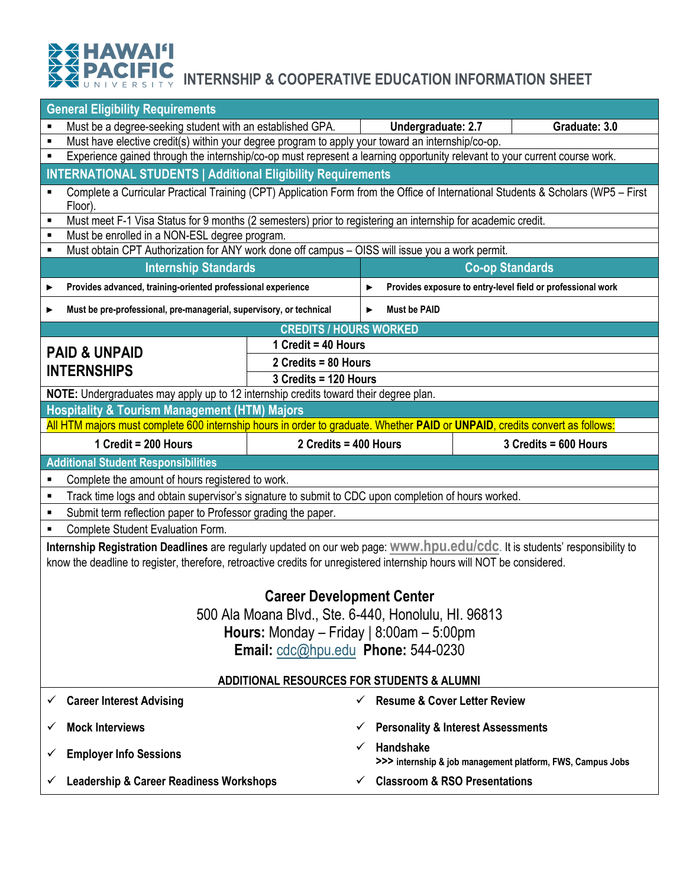# HAWAIʻI PACIFIC UNIVERSITY INTERNSHIP & COOPERATIVE EDUCATION INFORMATION SHEET

## General Eligibility Requirements

| | | |
|---|---|---|
| ▪ Must be a degree-seeking student with an established GPA. | **Undergraduate: 2.7** | **Graduate: 3.0** |

- Must have elective credit(s) within your degree program to apply your toward an internship/co-op.
- Experience gained through the internship/co-op must represent a learning opportunity relevant to your current course work.

## INTERNATIONAL STUDENTS | Additional Eligibility Requirements

- Complete a Curricular Practical Training (CPT) Application Form from the Office of International Students & Scholars (WP5 – First Floor).
- Must meet F-1 Visa Status for 9 months (2 semesters) prior to registering an internship for academic credit.
- Must be enrolled in a NON-ESL degree program.
- Must obtain CPT Authorization for ANY work done off campus – OISS will issue you a work permit.

| Internship Standards | Co-op Standards |
|---|---|
| ► **Provides advanced, training-oriented professional experience** | ► **Provides exposure to entry-level field or professional work** |
| ► **Must be pre-professional, pre-managerial, supervisory, or technical** | ► **Must be PAID** |

## CREDITS / HOURS WORKED

| | |
|---|---|
| **PAID & UNPAID INTERNSHIPS** | **1 Credit = 40 Hours** |
| | **2 Credits = 80 Hours** |
| | **3 Credits = 120 Hours** |

**NOTE:** Undergraduates may apply up to 12 internship credits toward their degree plan.

## Hospitality & Tourism Management (HTM) Majors

All HTM majors must complete 600 internship hours in order to graduate. Whether **PAID** or **UNPAID**, credits convert as follows:

| | | |
|---|---|---|
| **1 Credit = 200 Hours** | **2 Credits = 400 Hours** | **3 Credits = 600 Hours** |

## Additional Student Responsibilities

- Complete the amount of hours registered to work.
- Track time logs and obtain supervisor's signature to submit to CDC upon completion of hours worked.
- Submit term reflection paper to Professor grading the paper.
- Complete Student Evaluation Form.

**Internship Registration Deadlines** are regularly updated on our web page: **www.hpu.edu/cdc**. It is students' responsibility to know the deadline to register, therefore, retroactive credits for unregistered internship hours will NOT be considered.

**Career Development Center**
500 Ala Moana Blvd., Ste. 6-440, Honolulu, HI. 96813
**Hours:** Monday – Friday | 8:00am – 5:00pm
**Email:** cdc@hpu.edu **Phone:** 544-0230

### ADDITIONAL RESOURCES FOR STUDENTS & ALUMNI

- ✓ **Career Interest Advising**
- ✓ **Resume & Cover Letter Review**
- ✓ **Mock Interviews**
- ✓ **Personality & Interest Assessments**
- ✓ **Employer Info Sessions**
- ✓ **Handshake** >>> **internship & job management platform, FWS, Campus Jobs**
- ✓ **Leadership & Career Readiness Workshops**
- ✓ **Classroom & RSO Presentations**